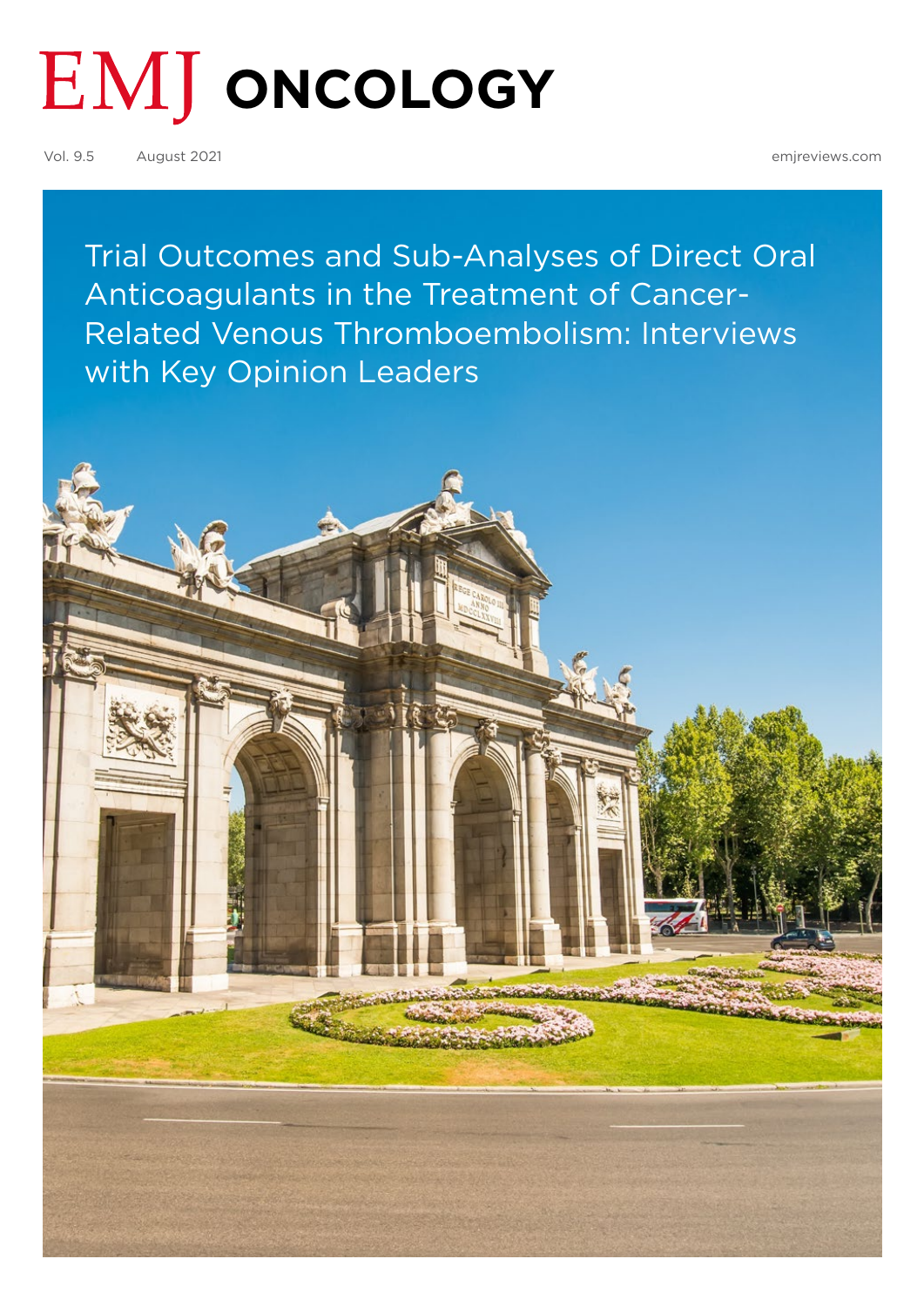# EMJ ONCOLOGY

Vol. 9.5 August 2021 emjreviews.com

## Trial Outcomes and Sub-Analyses of Direct Oral Anticoagulants in the Treatment of Cancer-Related Venous Thromboembolism: Interviews with Key Opinion Leaders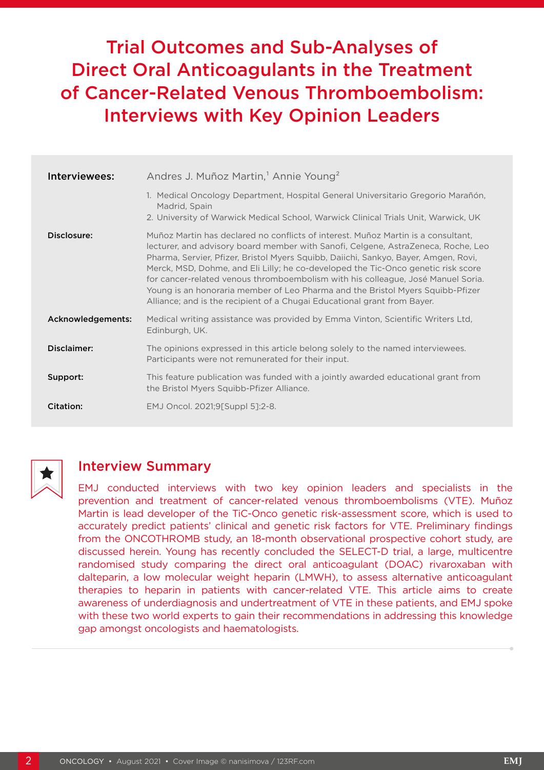# Trial Outcomes and Sub-Analyses of Direct Oral Anticoagulants in the Treatment of Cancer-Related Venous Thromboembolism: Interviews with Key Opinion Leaders

| | |
|---|---|
| **Interviewees:** | Andres J. Muñoz Martin,[1] Annie Young[2]<br>1. Medical Oncology Department, Hospital General Universitario Gregorio Marañón, Madrid, Spain<br>2. University of Warwick Medical School, Warwick Clinical Trials Unit, Warwick, UK |
| **Disclosure:** | Muñoz Martin has declared no conflicts of interest. Muñoz Martin is a consultant, lecturer, and advisory board member with Sanofi, Celgene, AstraZeneca, Roche, Leo Pharma, Servier, Pfizer, Bristol Myers Squibb, Daiichi, Sankyo, Bayer, Amgen, Rovi, Merck, MSD, Dohme, and Eli Lilly; he co-developed the Tic-Onco genetic risk score for cancer-related venous thromboembolism with his colleague, José Manuel Soria. Young is an honoraria member of Leo Pharma and the Bristol Myers Squibb-Pfizer Alliance; and is the recipient of a Chugai Educational grant from Bayer. |
| **Acknowledgements:** | Medical writing assistance was provided by Emma Vinton, Scientific Writers Ltd, Edinburgh, UK. |
| **Disclaimer:** | The opinions expressed in this article belong solely to the named interviewees. Participants were not remunerated for their input. |
| **Support:** | This feature publication was funded with a jointly awarded educational grant from the Bristol Myers Squibb-Pfizer Alliance. |
| **Citation:** | EMJ Oncol. 2021;9[Suppl 5]:2-8. |

## Interview Summary

EMJ conducted interviews with two key opinion leaders and specialists in the prevention and treatment of cancer-related venous thromboembolisms (VTE). Muñoz Martin is lead developer of the TiC-Onco genetic risk-assessment score, which is used to accurately predict patients' clinical and genetic risk factors for VTE. Preliminary findings from the ONCOTHROMB study, an 18-month observational prospective cohort study, are discussed herein. Young has recently concluded the SELECT-D trial, a large, multicentre randomised study comparing the direct oral anticoagulant (DOAC) rivaroxaban with dalteparin, a low molecular weight heparin (LMWH), to assess alternative anticoagulant therapies to heparin in patients with cancer-related VTE. This article aims to create awareness of underdiagnosis and undertreatment of VTE in these patients, and EMJ spoke with these two world experts to gain their recommendations in addressing this knowledge gap amongst oncologists and haematologists.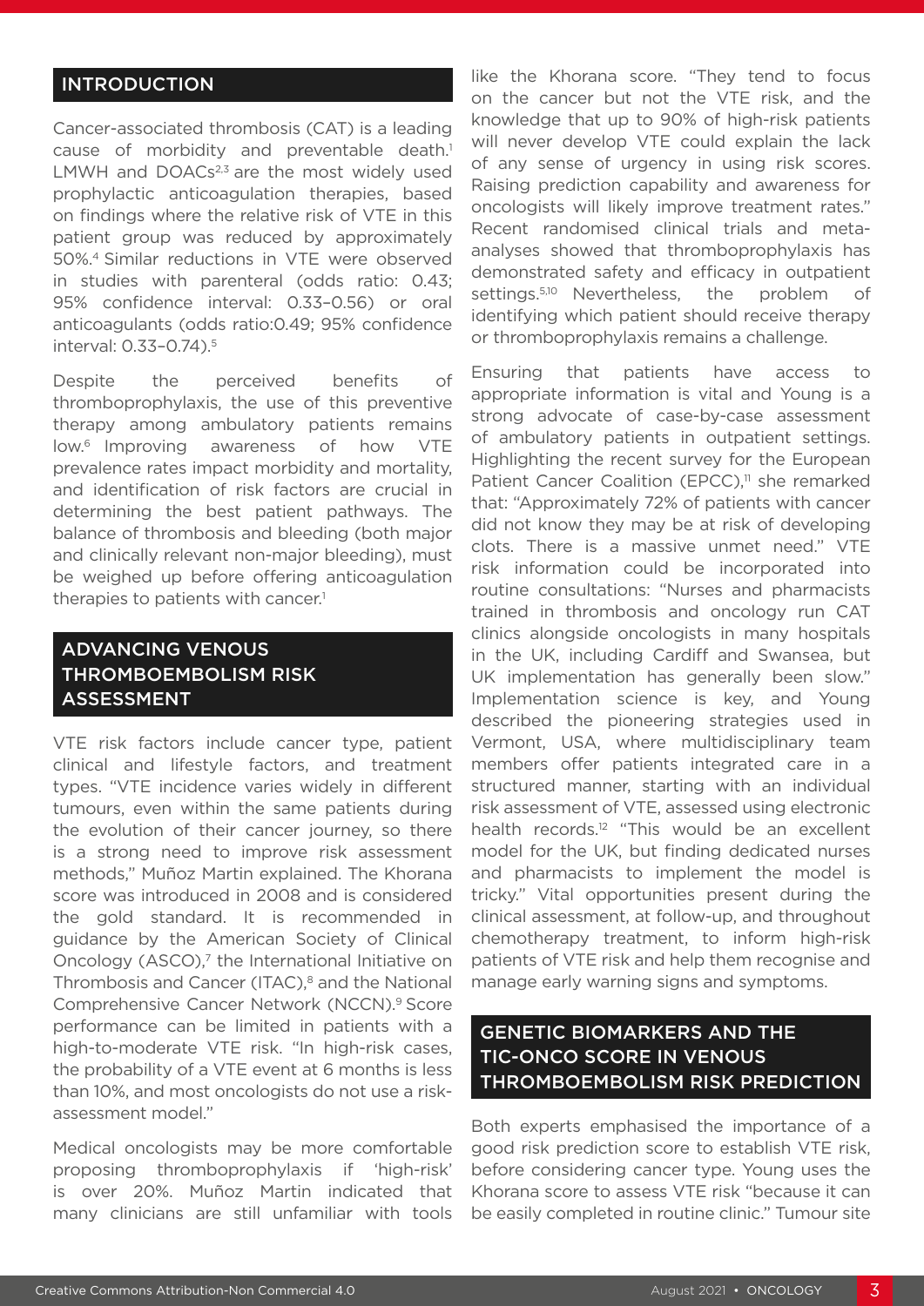## INTRODUCTION

Cancer-associated thrombosis (CAT) is a leading cause of morbidity and preventable death.[1] LMWH and DOACs[2,3] are the most widely used prophylactic anticoagulation therapies, based on findings where the relative risk of VTE in this patient group was reduced by approximately 50%.[4] Similar reductions in VTE were observed in studies with parenteral (odds ratio: 0.43; 95% confidence interval: 0.33–0.56) or oral anticoagulants (odds ratio:0.49; 95% confidence interval: 0.33–0.74).[5]

Despite the perceived benefits of thromboprophylaxis, the use of this preventive therapy among ambulatory patients remains low.[6] Improving awareness of how VTE prevalence rates impact morbidity and mortality, and identification of risk factors are crucial in determining the best patient pathways. The balance of thrombosis and bleeding (both major and clinically relevant non-major bleeding), must be weighed up before offering anticoagulation therapies to patients with cancer.[1]

## ADVANCING VENOUS THROMBOEMBOLISM RISK ASSESSMENT

VTE risk factors include cancer type, patient clinical and lifestyle factors, and treatment types. "VTE incidence varies widely in different tumours, even within the same patients during the evolution of their cancer journey, so there is a strong need to improve risk assessment methods," Muñoz Martin explained. The Khorana score was introduced in 2008 and is considered the gold standard. It is recommended in guidance by the American Society of Clinical Oncology (ASCO),[7] the International Initiative on Thrombosis and Cancer (ITAC),[8] and the National Comprehensive Cancer Network (NCCN).[9] Score performance can be limited in patients with a high-to-moderate VTE risk. "In high-risk cases, the probability of a VTE event at 6 months is less than 10%, and most oncologists do not use a risk-assessment model."

Medical oncologists may be more comfortable proposing thromboprophylaxis if 'high-risk' is over 20%. Muñoz Martin indicated that many clinicians are still unfamiliar with tools like the Khorana score. "They tend to focus on the cancer but not the VTE risk, and the knowledge that up to 90% of high-risk patients will never develop VTE could explain the lack of any sense of urgency in using risk scores. Raising prediction capability and awareness for oncologists will likely improve treatment rates." Recent randomised clinical trials and meta-analyses showed that thromboprophylaxis has demonstrated safety and efficacy in outpatient settings.[5,10] Nevertheless, the problem of identifying which patient should receive therapy or thromboprophylaxis remains a challenge.

Ensuring that patients have access to appropriate information is vital and Young is a strong advocate of case-by-case assessment of ambulatory patients in outpatient settings. Highlighting the recent survey for the European Patient Cancer Coalition (EPCC),[11] she remarked that: "Approximately 72% of patients with cancer did not know they may be at risk of developing clots. There is a massive unmet need." VTE risk information could be incorporated into routine consultations: "Nurses and pharmacists trained in thrombosis and oncology run CAT clinics alongside oncologists in many hospitals in the UK, including Cardiff and Swansea, but UK implementation has generally been slow." Implementation science is key, and Young described the pioneering strategies used in Vermont, USA, where multidisciplinary team members offer patients integrated care in a structured manner, starting with an individual risk assessment of VTE, assessed using electronic health records.[12] "This would be an excellent model for the UK, but finding dedicated nurses and pharmacists to implement the model is tricky." Vital opportunities present during the clinical assessment, at follow-up, and throughout chemotherapy treatment, to inform high-risk patients of VTE risk and help them recognise and manage early warning signs and symptoms.

## GENETIC BIOMARKERS AND THE TIC-ONCO SCORE IN VENOUS THROMBOEMBOLISM RISK PREDICTION

Both experts emphasised the importance of a good risk prediction score to establish VTE risk, before considering cancer type. Young uses the Khorana score to assess VTE risk "because it can be easily completed in routine clinic." Tumour site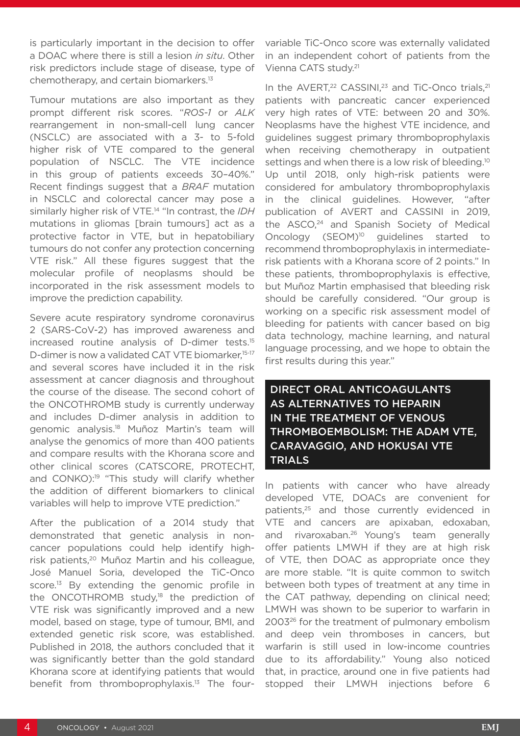is particularly important in the decision to offer a DOAC where there is still a lesion *in situ*. Other risk predictors include stage of disease, type of chemotherapy, and certain biomarkers.[13]

Tumour mutations are also important as they prompt different risk scores. "*ROS-1* or *ALK* rearrangement in non-small-cell lung cancer (NSCLC) are associated with a 3- to 5-fold higher risk of VTE compared to the general population of NSCLC. The VTE incidence in this group of patients exceeds 30–40%." Recent findings suggest that a *BRAF* mutation in NSCLC and colorectal cancer may pose a similarly higher risk of VTE.[14] "In contrast, the *IDH* mutations in gliomas [brain tumours] act as a protective factor in VTE, but in hepatobiliary tumours do not confer any protection concerning VTE risk." All these figures suggest that the molecular profile of neoplasms should be incorporated in the risk assessment models to improve the prediction capability.

Severe acute respiratory syndrome coronavirus 2 (SARS-CoV-2) has improved awareness and increased routine analysis of D-dimer tests.[15] D-dimer is now a validated CAT VTE biomarker,[15-17] and several scores have included it in the risk assessment at cancer diagnosis and throughout the course of the disease. The second cohort of the ONCOTHROMB study is currently underway and includes D-dimer analysis in addition to genomic analysis.[18] Muñoz Martin's team will analyse the genomics of more than 400 patients and compare results with the Khorana score and other clinical scores (CATSCORE, PROTECHT, and CONKO):[19] "This study will clarify whether the addition of different biomarkers to clinical variables will help to improve VTE prediction."

After the publication of a 2014 study that demonstrated that genetic analysis in non-cancer populations could help identify high-risk patients,[20] Muñoz Martin and his colleague, José Manuel Soria, developed the TiC-Onco score.[13] By extending the genomic profile in the ONCOTHROMB study,[18] the prediction of VTE risk was significantly improved and a new model, based on stage, type of tumour, BMI, and extended genetic risk score, was established. Published in 2018, the authors concluded that it was significantly better than the gold standard Khorana score at identifying patients that would benefit from thromboprophylaxis.[13] The four-variable TiC-Onco score was externally validated in an independent cohort of patients from the Vienna CATS study.[21]

In the AVERT,[22] CASSINI,[23] and TiC-Onco trials,[21] patients with pancreatic cancer experienced very high rates of VTE: between 20 and 30%. Neoplasms have the highest VTE incidence, and guidelines suggest primary thromboprophylaxis when receiving chemotherapy in outpatient settings and when there is a low risk of bleeding.[10] Up until 2018, only high-risk patients were considered for ambulatory thromboprophylaxis in the clinical guidelines. However, "after publication of AVERT and CASSINI in 2019, the ASCO,[24] and Spanish Society of Medical Oncology (SEOM)[10] guidelines started to recommend thromboprophylaxis in intermediate-risk patients with a Khorana score of 2 points." In these patients, thromboprophylaxis is effective, but Muñoz Martin emphasised that bleeding risk should be carefully considered. "Our group is working on a specific risk assessment model of bleeding for patients with cancer based on big data technology, machine learning, and natural language processing, and we hope to obtain the first results during this year."

## DIRECT ORAL ANTICOAGULANTS AS ALTERNATIVES TO HEPARIN IN THE TREATMENT OF VENOUS THROMBOEMBOLISM: THE ADAM VTE, CARAVAGGIO, AND HOKUSAI VTE TRIALS

In patients with cancer who have already developed VTE, DOACs are convenient for patients,[25] and those currently evidenced in VTE and cancers are apixaban, edoxaban, and rivaroxaban.[26] Young's team generally offer patients LMWH if they are at high risk of VTE, then DOAC as appropriate once they are more stable. "It is quite common to switch between both types of treatment at any time in the CAT pathway, depending on clinical need; LMWH was shown to be superior to warfarin in 2003[26] for the treatment of pulmonary embolism and deep vein thromboses in cancers, but warfarin is still used in low-income countries due to its affordability." Young also noticed that, in practice, around one in five patients had stopped their LMWH injections before 6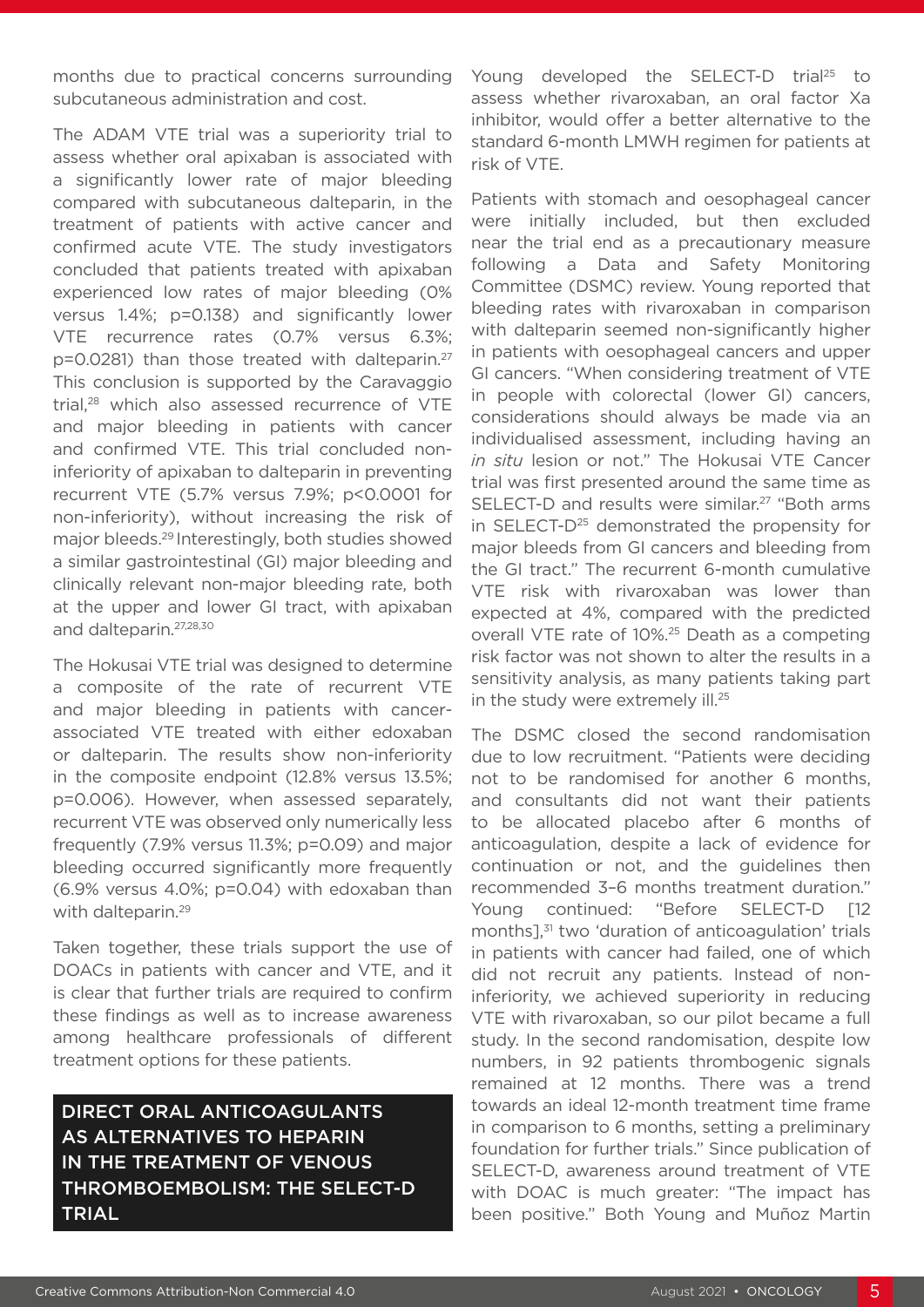months due to practical concerns surrounding subcutaneous administration and cost.

The ADAM VTE trial was a superiority trial to assess whether oral apixaban is associated with a significantly lower rate of major bleeding compared with subcutaneous dalteparin, in the treatment of patients with active cancer and confirmed acute VTE. The study investigators concluded that patients treated with apixaban experienced low rates of major bleeding (0% versus 1.4%; p=0.138) and significantly lower VTE recurrence rates (0.7% versus 6.3%; p=0.0281) than those treated with dalteparin.[27] This conclusion is supported by the Caravaggio trial,[28] which also assessed recurrence of VTE and major bleeding in patients with cancer and confirmed VTE. This trial concluded non-inferiority of apixaban to dalteparin in preventing recurrent VTE (5.7% versus 7.9%; p<0.0001 for non-inferiority), without increasing the risk of major bleeds.[29] Interestingly, both studies showed a similar gastrointestinal (GI) major bleeding and clinically relevant non-major bleeding rate, both at the upper and lower GI tract, with apixaban and dalteparin.[27,28,30]

The Hokusai VTE trial was designed to determine a composite of the rate of recurrent VTE and major bleeding in patients with cancer-associated VTE treated with either edoxaban or dalteparin. The results show non-inferiority in the composite endpoint (12.8% versus 13.5%; p=0.006). However, when assessed separately, recurrent VTE was observed only numerically less frequently (7.9% versus 11.3%; p=0.09) and major bleeding occurred significantly more frequently (6.9% versus 4.0%; p=0.04) with edoxaban than with dalteparin.[29]

Taken together, these trials support the use of DOACs in patients with cancer and VTE, and it is clear that further trials are required to confirm these findings as well as to increase awareness among healthcare professionals of different treatment options for these patients.

## DIRECT ORAL ANTICOAGULANTS AS ALTERNATIVES TO HEPARIN IN THE TREATMENT OF VENOUS THROMBOEMBOLISM: THE SELECT-D TRIAL

Young developed the SELECT-D trial[25] to assess whether rivaroxaban, an oral factor Xa inhibitor, would offer a better alternative to the standard 6-month LMWH regimen for patients at risk of VTE.

Patients with stomach and oesophageal cancer were initially included, but then excluded near the trial end as a precautionary measure following a Data and Safety Monitoring Committee (DSMC) review. Young reported that bleeding rates with rivaroxaban in comparison with dalteparin seemed non-significantly higher in patients with oesophageal cancers and upper GI cancers. "When considering treatment of VTE in people with colorectal (lower GI) cancers, considerations should always be made via an individualised assessment, including having an *in situ* lesion or not." The Hokusai VTE Cancer trial was first presented around the same time as SELECT-D and results were similar.[27] "Both arms in SELECT-D[25] demonstrated the propensity for major bleeds from GI cancers and bleeding from the GI tract." The recurrent 6-month cumulative VTE risk with rivaroxaban was lower than expected at 4%, compared with the predicted overall VTE rate of 10%.[25] Death as a competing risk factor was not shown to alter the results in a sensitivity analysis, as many patients taking part in the study were extremely ill.[25]

The DSMC closed the second randomisation due to low recruitment. "Patients were deciding not to be randomised for another 6 months, and consultants did not want their patients to be allocated placebo after 6 months of anticoagulation, despite a lack of evidence for continuation or not, and the guidelines then recommended 3–6 months treatment duration." Young continued: "Before SELECT-D [12 months],[31] two 'duration of anticoagulation' trials in patients with cancer had failed, one of which did not recruit any patients. Instead of non-inferiority, we achieved superiority in reducing VTE with rivaroxaban, so our pilot became a full study. In the second randomisation, despite low numbers, in 92 patients thrombogenic signals remained at 12 months. There was a trend towards an ideal 12-month treatment time frame in comparison to 6 months, setting a preliminary foundation for further trials." Since publication of SELECT-D, awareness around treatment of VTE with DOAC is much greater: "The impact has been positive." Both Young and Muñoz Martin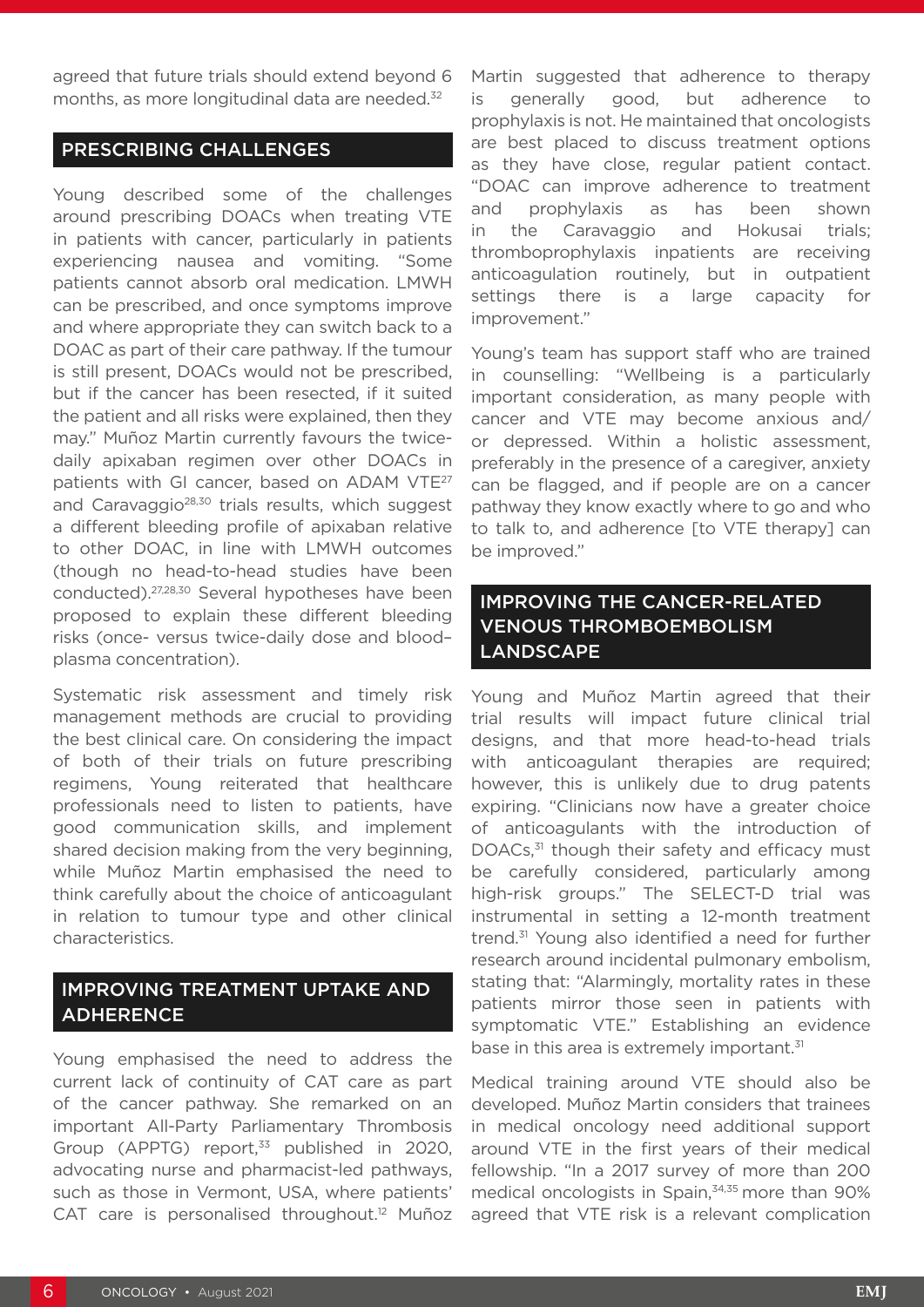agreed that future trials should extend beyond 6 months, as more longitudinal data are needed.[32]

## PRESCRIBING CHALLENGES

Young described some of the challenges around prescribing DOACs when treating VTE in patients with cancer, particularly in patients experiencing nausea and vomiting. "Some patients cannot absorb oral medication. LMWH can be prescribed, and once symptoms improve and where appropriate they can switch back to a DOAC as part of their care pathway. If the tumour is still present, DOACs would not be prescribed, but if the cancer has been resected, if it suited the patient and all risks were explained, then they may." Muñoz Martin currently favours the twice-daily apixaban regimen over other DOACs in patients with GI cancer, based on ADAM VTE[27] and Caravaggio[28,30] trials results, which suggest a different bleeding profile of apixaban relative to other DOAC, in line with LMWH outcomes (though no head-to-head studies have been conducted).[27,28,30] Several hypotheses have been proposed to explain these different bleeding risks (once- versus twice-daily dose and blood–plasma concentration).

Systematic risk assessment and timely risk management methods are crucial to providing the best clinical care. On considering the impact of both of their trials on future prescribing regimens, Young reiterated that healthcare professionals need to listen to patients, have good communication skills, and implement shared decision making from the very beginning, while Muñoz Martin emphasised the need to think carefully about the choice of anticoagulant in relation to tumour type and other clinical characteristics.

## IMPROVING TREATMENT UPTAKE AND ADHERENCE

Young emphasised the need to address the current lack of continuity of CAT care as part of the cancer pathway. She remarked on an important All-Party Parliamentary Thrombosis Group (APPTG) report,[33] published in 2020, advocating nurse and pharmacist-led pathways, such as those in Vermont, USA, where patients' CAT care is personalised throughout.[12] Muñoz Martin suggested that adherence to therapy is generally good, but adherence to prophylaxis is not. He maintained that oncologists are best placed to discuss treatment options as they have close, regular patient contact. "DOAC can improve adherence to treatment and prophylaxis as has been shown in the Caravaggio and Hokusai trials; thromboprophylaxis inpatients are receiving anticoagulation routinely, but in outpatient settings there is a large capacity for improvement."

Young's team has support staff who are trained in counselling: "Wellbeing is a particularly important consideration, as many people with cancer and VTE may become anxious and/or depressed. Within a holistic assessment, preferably in the presence of a caregiver, anxiety can be flagged, and if people are on a cancer pathway they know exactly where to go and who to talk to, and adherence [to VTE therapy] can be improved."

## IMPROVING THE CANCER-RELATED VENOUS THROMBOEMBOLISM LANDSCAPE

Young and Muñoz Martin agreed that their trial results will impact future clinical trial designs, and that more head-to-head trials with anticoagulant therapies are required; however, this is unlikely due to drug patents expiring. "Clinicians now have a greater choice of anticoagulants with the introduction of DOACs,[31] though their safety and efficacy must be carefully considered, particularly among high-risk groups." The SELECT-D trial was instrumental in setting a 12-month treatment trend.[31] Young also identified a need for further research around incidental pulmonary embolism, stating that: "Alarmingly, mortality rates in these patients mirror those seen in patients with symptomatic VTE." Establishing an evidence base in this area is extremely important.[31]

Medical training around VTE should also be developed. Muñoz Martin considers that trainees in medical oncology need additional support around VTE in the first years of their medical fellowship. "In a 2017 survey of more than 200 medical oncologists in Spain,[34,35] more than 90% agreed that VTE risk is a relevant complication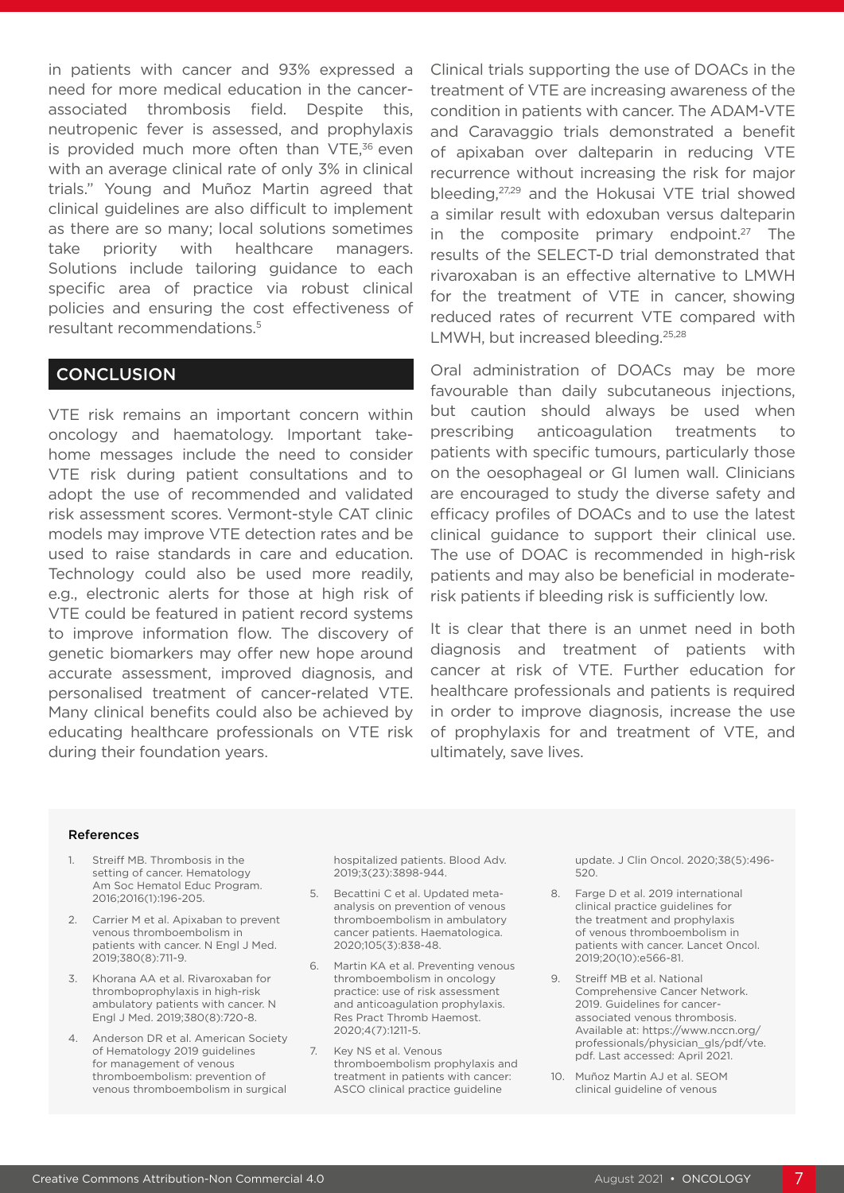in patients with cancer and 93% expressed a need for more medical education in the cancer-associated thrombosis field. Despite this, neutropenic fever is assessed, and prophylaxis is provided much more often than VTE,[36] even with an average clinical rate of only 3% in clinical trials." Young and Muñoz Martin agreed that clinical guidelines are also difficult to implement as there are so many; local solutions sometimes take priority with healthcare managers. Solutions include tailoring guidance to each specific area of practice via robust clinical policies and ensuring the cost effectiveness of resultant recommendations.[5]

## CONCLUSION

VTE risk remains an important concern within oncology and haematology. Important take-home messages include the need to consider VTE risk during patient consultations and to adopt the use of recommended and validated risk assessment scores. Vermont-style CAT clinic models may improve VTE detection rates and be used to raise standards in care and education. Technology could also be used more readily, e.g., electronic alerts for those at high risk of VTE could be featured in patient record systems to improve information flow. The discovery of genetic biomarkers may offer new hope around accurate assessment, improved diagnosis, and personalised treatment of cancer-related VTE. Many clinical benefits could also be achieved by educating healthcare professionals on VTE risk during their foundation years.

Clinical trials supporting the use of DOACs in the treatment of VTE are increasing awareness of the condition in patients with cancer. The ADAM-VTE and Caravaggio trials demonstrated a benefit of apixaban over dalteparin in reducing VTE recurrence without increasing the risk for major bleeding,[27,29] and the Hokusai VTE trial showed a similar result with edoxuban versus dalteparin in the composite primary endpoint.[27] The results of the SELECT-D trial demonstrated that rivaroxaban is an effective alternative to LMWH for the treatment of VTE in cancer, showing reduced rates of recurrent VTE compared with LMWH, but increased bleeding.[25,28]

Oral administration of DOACs may be more favourable than daily subcutaneous injections, but caution should always be used when prescribing anticoagulation treatments to patients with specific tumours, particularly those on the oesophageal or GI lumen wall. Clinicians are encouraged to study the diverse safety and efficacy profiles of DOACs and to use the latest clinical guidance to support their clinical use. The use of DOAC is recommended in high-risk patients and may also be beneficial in moderate-risk patients if bleeding risk is sufficiently low.

It is clear that there is an unmet need in both diagnosis and treatment of patients with cancer at risk of VTE. Further education for healthcare professionals and patients is required in order to improve diagnosis, increase the use of prophylaxis for and treatment of VTE, and ultimately, save lives.

### References

1. Streiff MB. Thrombosis in the setting of cancer. Hematology Am Soc Hematol Educ Program. 2016;2016(1):196-205.
2. Carrier M et al. Apixaban to prevent venous thromboembolism in patients with cancer. N Engl J Med. 2019;380(8):711-9.
3. Khorana AA et al. Rivaroxaban for thromboprophylaxis in high-risk ambulatory patients with cancer. N Engl J Med. 2019;380(8):720-8.
4. Anderson DR et al. American Society of Hematology 2019 guidelines for management of venous thromboembolism: prevention of venous thromboembolism in surgical hospitalized patients. Blood Adv. 2019;3(23):3898-944.
5. Becattini C et al. Updated meta-analysis on prevention of venous thromboembolism in ambulatory cancer patients. Haematologica. 2020;105(3):838-48.
6. Martin KA et al. Preventing venous thromboembolism in oncology practice: use of risk assessment and anticoagulation prophylaxis. Res Pract Thromb Haemost. 2020;4(7):1211-5.
7. Key NS et al. Venous thromboembolism prophylaxis and treatment in patients with cancer: ASCO clinical practice guideline update. J Clin Oncol. 2020;38(5):496-520.
8. Farge D et al. 2019 international clinical practice guidelines for the treatment and prophylaxis of venous thromboembolism in patients with cancer. Lancet Oncol. 2019;20(10):e566-81.
9. Streiff MB et al. National Comprehensive Cancer Network. 2019. Guidelines for cancer-associated venous thrombosis. Available at: https://www.nccn.org/professionals/physician_gls/pdf/vte.pdf. Last accessed: April 2021.
10. Muñoz Martin AJ et al. SEOM clinical guideline of venous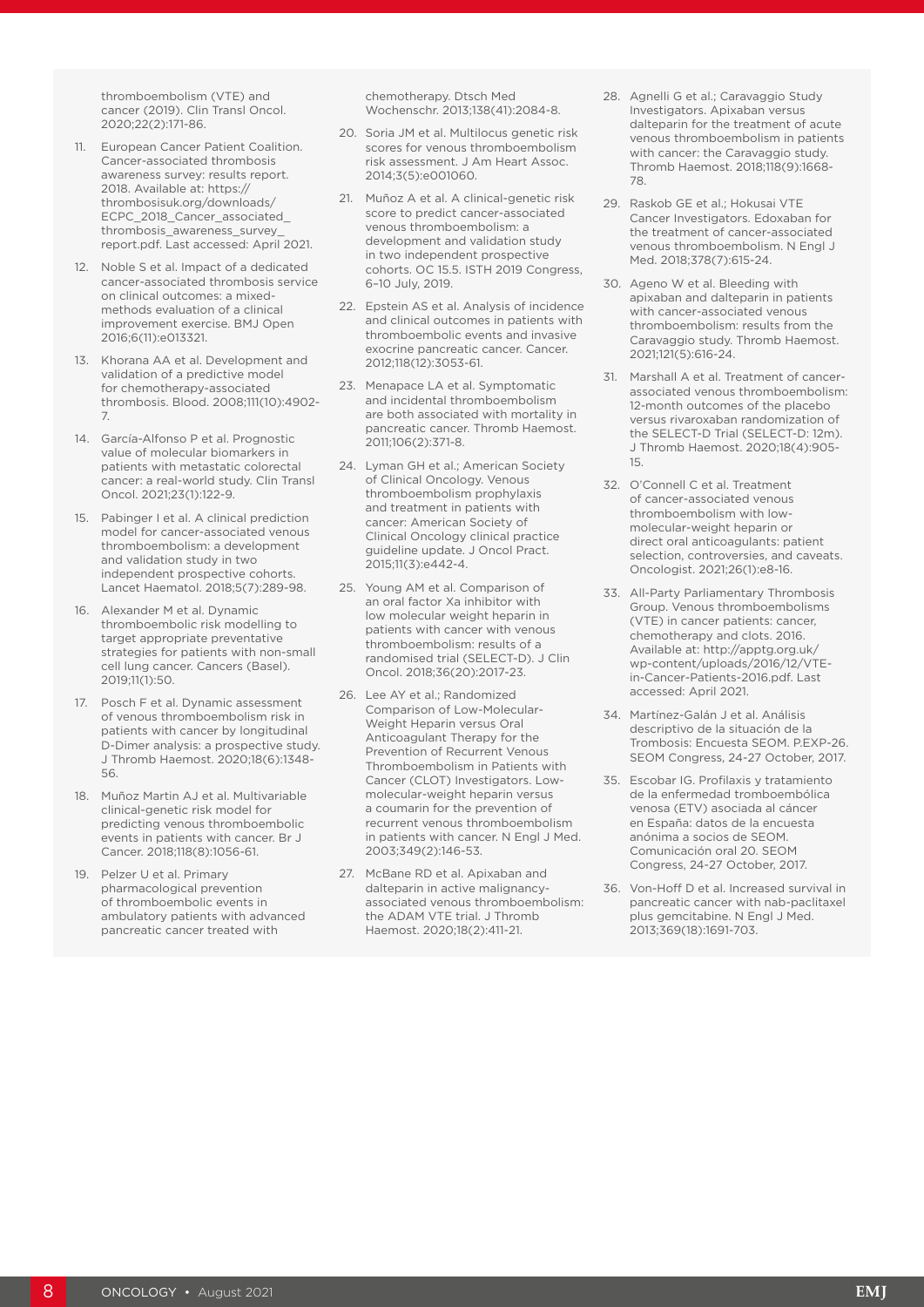thromboembolism (VTE) and cancer (2019). Clin Transl Oncol. 2020;22(2):171-86.

11. European Cancer Patient Coalition. Cancer-associated thrombosis awareness survey: results report. 2018. Available at: https://thrombosisuk.org/downloads/ECPC_2018_Cancer_associated_thrombosis_awareness_survey_report.pdf. Last accessed: April 2021.
12. Noble S et al. Impact of a dedicated cancer-associated thrombosis service on clinical outcomes: a mixed-methods evaluation of a clinical improvement exercise. BMJ Open 2016;6(11):e013321.
13. Khorana AA et al. Development and validation of a predictive model for chemotherapy-associated thrombosis. Blood. 2008;111(10):4902-7.
14. García-Alfonso P et al. Prognostic value of molecular biomarkers in patients with metastatic colorectal cancer: a real-world study. Clin Transl Oncol. 2021;23(1):122-9.
15. Pabinger I et al. A clinical prediction model for cancer-associated venous thromboembolism: a development and validation study in two independent prospective cohorts. Lancet Haematol. 2018;5(7):289-98.
16. Alexander M et al. Dynamic thromboembolic risk modelling to target appropriate preventative strategies for patients with non-small cell lung cancer. Cancers (Basel). 2019;11(1):50.
17. Posch F et al. Dynamic assessment of venous thromboembolism risk in patients with cancer by longitudinal D-Dimer analysis: a prospective study. J Thromb Haemost. 2020;18(6):1348-56.
18. Muñoz Martin AJ et al. Multivariable clinical-genetic risk model for predicting venous thromboembolic events in patients with cancer. Br J Cancer. 2018;118(8):1056-61.
19. Pelzer U et al. Primary pharmacological prevention of thromboembolic events in ambulatory patients with advanced pancreatic cancer treated with chemotherapy. Dtsch Med Wochenschr. 2013;138(41):2084-8.
20. Soria JM et al. Multilocus genetic risk scores for venous thromboembolism risk assessment. J Am Heart Assoc. 2014;3(5):e001060.
21. Muñoz A et al. A clinical-genetic risk score to predict cancer-associated venous thromboembolism: a development and validation study in two independent prospective cohorts. OC 15.5. ISTH 2019 Congress, 6–10 July, 2019.
22. Epstein AS et al. Analysis of incidence and clinical outcomes in patients with thromboembolic events and invasive exocrine pancreatic cancer. Cancer. 2012;118(12):3053-61.
23. Menapace LA et al. Symptomatic and incidental thromboembolism are both associated with mortality in pancreatic cancer. Thromb Haemost. 2011;106(2):371-8.
24. Lyman GH et al.; American Society of Clinical Oncology. Venous thromboembolism prophylaxis and treatment in patients with cancer: American Society of Clinical Oncology clinical practice guideline update. J Oncol Pract. 2015;11(3):e442-4.
25. Young AM et al. Comparison of an oral factor Xa inhibitor with low molecular weight heparin in patients with cancer with venous thromboembolism: results of a randomised trial (SELECT-D). J Clin Oncol. 2018;36(20):2017-23.
26. Lee AY et al.; Randomized Comparison of Low-Molecular-Weight Heparin versus Oral Anticoagulant Therapy for the Prevention of Recurrent Venous Thromboembolism in Patients with Cancer (CLOT) Investigators. Low-molecular-weight heparin versus a coumarin for the prevention of recurrent venous thromboembolism in patients with cancer. N Engl J Med. 2003;349(2):146-53.
27. McBane RD et al. Apixaban and dalteparin in active malignancy-associated venous thromboembolism: the ADAM VTE trial. J Thromb Haemost. 2020;18(2):411-21.
28. Agnelli G et al.; Caravaggio Study Investigators. Apixaban versus dalteparin for the treatment of acute venous thromboembolism in patients with cancer: the Caravaggio study. Thromb Haemost. 2018;118(9):1668-78.
29. Raskob GE et al.; Hokusai VTE Cancer Investigators. Edoxaban for the treatment of cancer-associated venous thromboembolism. N Engl J Med. 2018;378(7):615-24.
30. Ageno W et al. Bleeding with apixaban and dalteparin in patients with cancer-associated venous thromboembolism: results from the Caravaggio study. Thromb Haemost. 2021;121(5):616-24.
31. Marshall A et al. Treatment of cancer-associated venous thromboembolism: 12-month outcomes of the placebo versus rivaroxaban randomization of the SELECT-D Trial (SELECT-D: 12m). J Thromb Haemost. 2020;18(4):905-15.
32. O'Connell C et al. Treatment of cancer-associated venous thromboembolism with low-molecular-weight heparin or direct oral anticoagulants: patient selection, controversies, and caveats. Oncologist. 2021;26(1):e8-16.
33. All-Party Parliamentary Thrombosis Group. Venous thromboembolisms (VTE) in cancer patients: cancer, chemotherapy and clots. 2016. Available at: http://apptg.org.uk/wp-content/uploads/2016/12/VTE-in-Cancer-Patients-2016.pdf. Last accessed: April 2021.
34. Martínez-Galán J et al. Análisis descriptivo de la situación de la Trombosis: Encuesta SEOM. P.EXP-26. SEOM Congress, 24-27 October, 2017.
35. Escobar IG. Profilaxis y tratamiento de la enfermedad tromboembólica venosa (ETV) asociada al cáncer en España: datos de la encuesta anónima a socios de SEOM. Comunicación oral 20. SEOM Congress, 24-27 October, 2017.
36. Von-Hoff D et al. Increased survival in pancreatic cancer with nab-paclitaxel plus gemcitabine. N Engl J Med. 2013;369(18):1691-703.